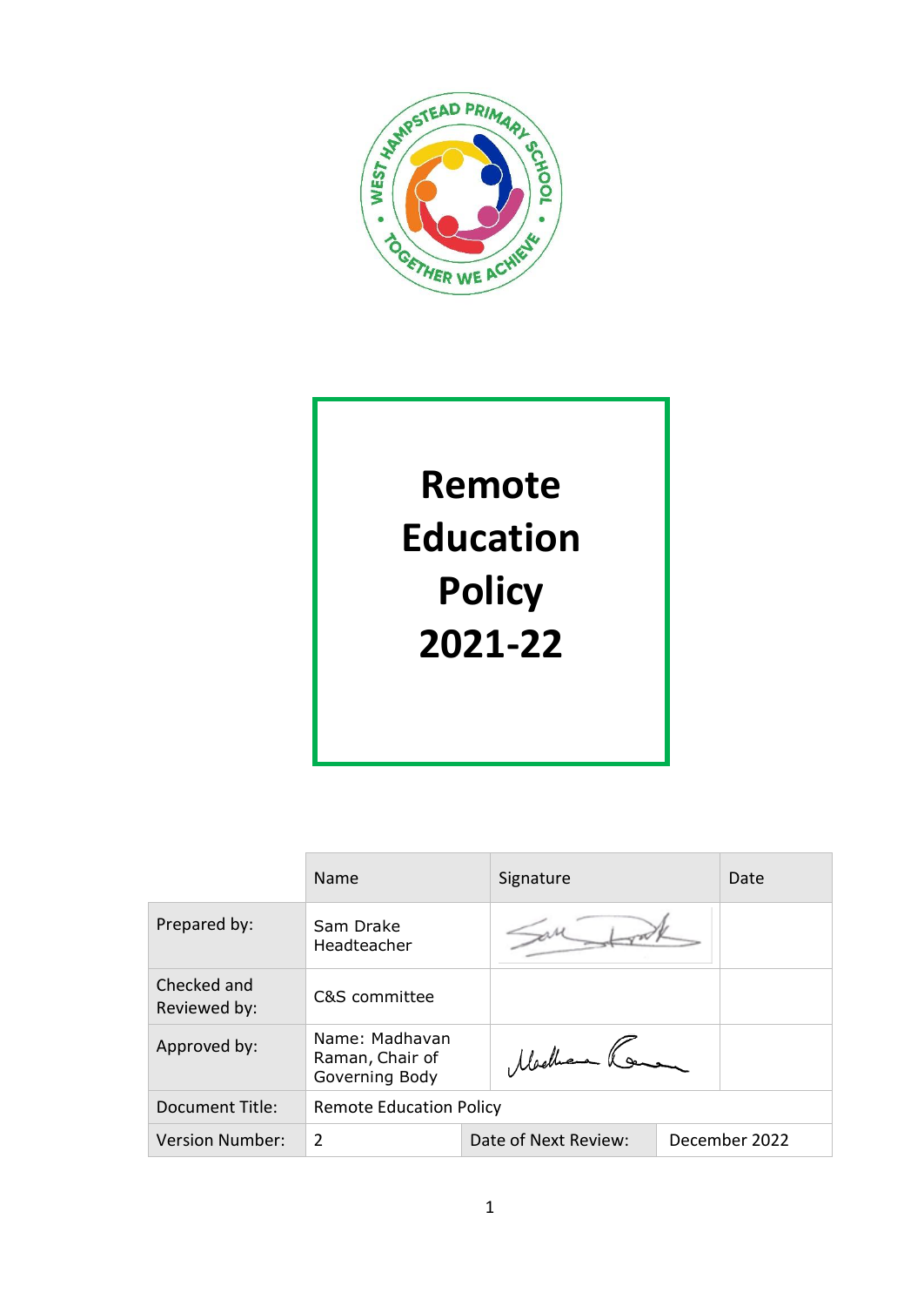WEST HAMPSTEAD PRIMARY SCHOOL • TOGETHER WE ACHIEVE

# Remote Education Policy 2021-22

| | Name | Signature | Date |
|---|---|---|---|
| Prepared by: | Sam Drake Headteacher | | |
| Checked and Reviewed by: | C&S committee | | |
| Approved by: | Name: Madhavan Raman, Chair of Governing Body | | |
| Document Title: | Remote Education Policy | | |
| Version Number: | 2 | Date of Next Review: | December 2022 |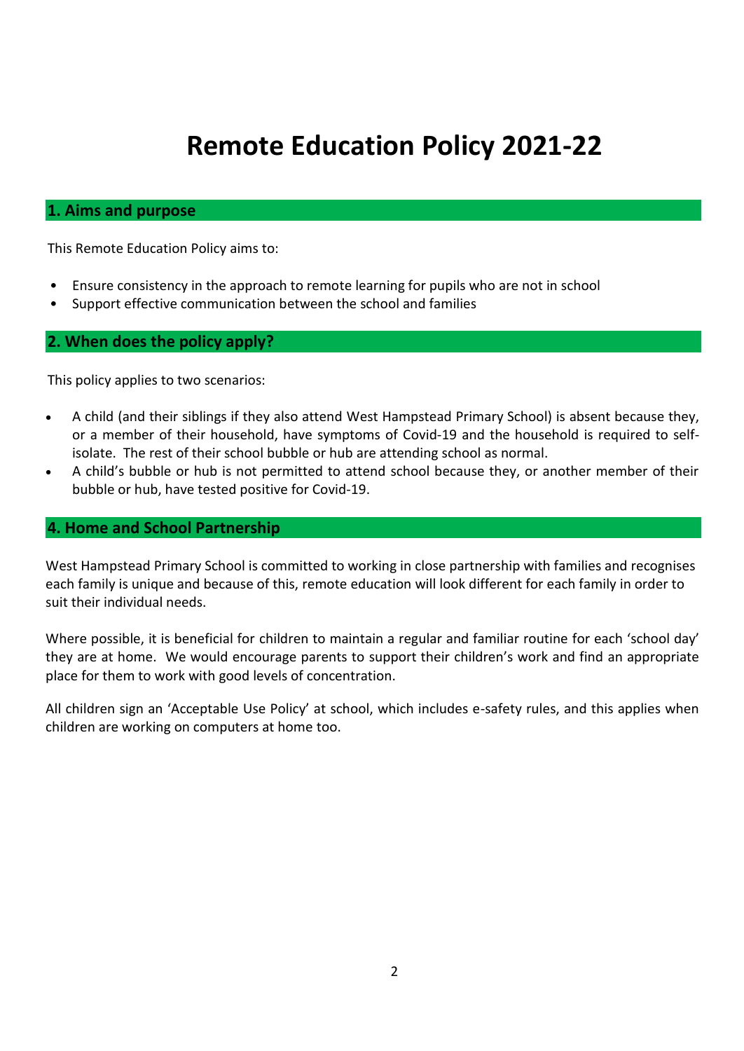# Remote Education Policy 2021-22

## 1. Aims and purpose

This Remote Education Policy aims to:

- Ensure consistency in the approach to remote learning for pupils who are not in school
- Support effective communication between the school and families

## 2. When does the policy apply?

This policy applies to two scenarios:

- A child (and their siblings if they also attend West Hampstead Primary School) is absent because they, or a member of their household, have symptoms of Covid-19 and the household is required to self-isolate. The rest of their school bubble or hub are attending school as normal.
- A child's bubble or hub is not permitted to attend school because they, or another member of their bubble or hub, have tested positive for Covid-19.

## 4. Home and School Partnership

West Hampstead Primary School is committed to working in close partnership with families and recognises each family is unique and because of this, remote education will look different for each family in order to suit their individual needs.

Where possible, it is beneficial for children to maintain a regular and familiar routine for each 'school day' they are at home. We would encourage parents to support their children's work and find an appropriate place for them to work with good levels of concentration.

All children sign an 'Acceptable Use Policy' at school, which includes e-safety rules, and this applies when children are working on computers at home too.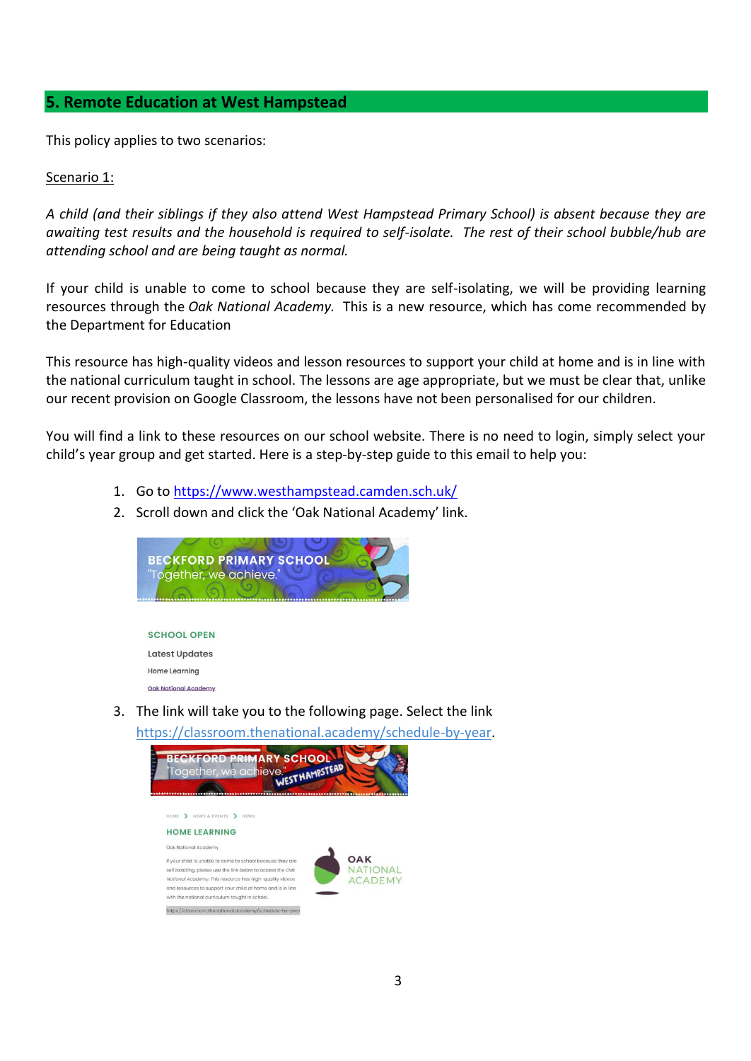## 5. Remote Education at West Hampstead

This policy applies to two scenarios:

Scenario 1:

*A child (and their siblings if they also attend West Hampstead Primary School) is absent because they are awaiting test results and the household is required to self-isolate. The rest of their school bubble/hub are attending school and are being taught as normal.*

If your child is unable to come to school because they are self-isolating, we will be providing learning resources through the *Oak National Academy.* This is a new resource, which has come recommended by the Department for Education

This resource has high-quality videos and lesson resources to support your child at home and is in line with the national curriculum taught in school. The lessons are age appropriate, but we must be clear that, unlike our recent provision on Google Classroom, the lessons have not been personalised for our children.

You will find a link to these resources on our school website. There is no need to login, simply select your child's year group and get started. Here is a step-by-step guide to this email to help you:

1. Go to https://www.westhampstead.camden.sch.uk/
2. Scroll down and click the 'Oak National Academy' link.
3. The link will take you to the following page. Select the link https://classroom.thenational.academy/schedule-by-year.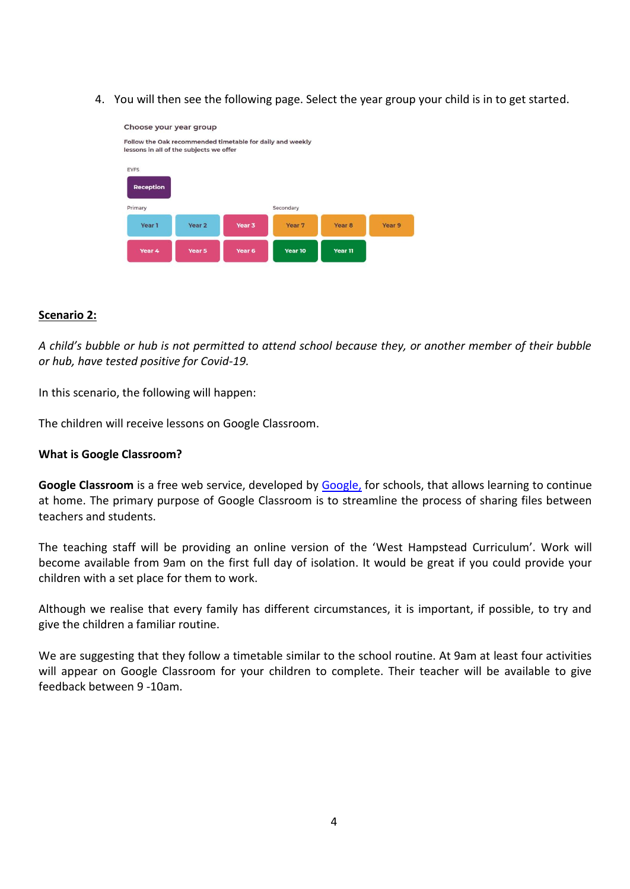4. You will then see the following page. Select the year group your child is in to get started.

Choose your year group

Follow the Oak recommended timetable for daily and weekly lessons in all of the subjects we offer

EYFS

Reception

Primary

Year 1 | Year 2 | Year 3

Year 4 | Year 5 | Year 6

Secondary

Year 7 | Year 8 | Year 9

Year 10 | Year 11

**Scenario 2:**

*A child's bubble or hub is not permitted to attend school because they, or another member of their bubble or hub, have tested positive for Covid-19.*

In this scenario, the following will happen:

The children will receive lessons on Google Classroom.

**What is Google Classroom?**

**Google Classroom** is a free web service, developed by Google, for schools, that allows learning to continue at home. The primary purpose of Google Classroom is to streamline the process of sharing files between teachers and students.

The teaching staff will be providing an online version of the 'West Hampstead Curriculum'. Work will become available from 9am on the first full day of isolation. It would be great if you could provide your children with a set place for them to work.

Although we realise that every family has different circumstances, it is important, if possible, to try and give the children a familiar routine.

We are suggesting that they follow a timetable similar to the school routine. At 9am at least four activities will appear on Google Classroom for your children to complete. Their teacher will be available to give feedback between 9 -10am.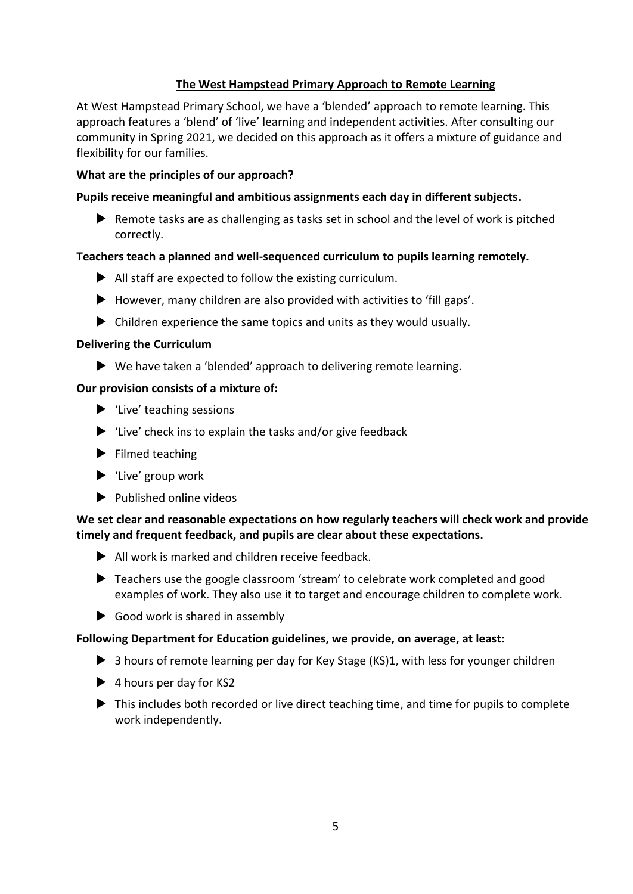## The West Hampstead Primary Approach to Remote Learning

At West Hampstead Primary School, we have a 'blended' approach to remote learning. This approach features a 'blend' of 'live' learning and independent activities. After consulting our community in Spring 2021, we decided on this approach as it offers a mixture of guidance and flexibility for our families.

**What are the principles of our approach?**

**Pupils receive meaningful and ambitious assignments each day in different subjects.**

- Remote tasks are as challenging as tasks set in school and the level of work is pitched correctly.

**Teachers teach a planned and well-sequenced curriculum to pupils learning remotely.**

- All staff are expected to follow the existing curriculum.
- However, many children are also provided with activities to 'fill gaps'.
- Children experience the same topics and units as they would usually.

**Delivering the Curriculum**

- We have taken a 'blended' approach to delivering remote learning.

**Our provision consists of a mixture of:**

- 'Live' teaching sessions
- 'Live' check ins to explain the tasks and/or give feedback
- Filmed teaching
- 'Live' group work
- Published online videos

**We set clear and reasonable expectations on how regularly teachers will check work and provide timely and frequent feedback, and pupils are clear about these expectations.**

- All work is marked and children receive feedback.
- Teachers use the google classroom 'stream' to celebrate work completed and good examples of work. They also use it to target and encourage children to complete work.
- Good work is shared in assembly

**Following Department for Education guidelines, we provide, on average, at least:**

- 3 hours of remote learning per day for Key Stage (KS)1, with less for younger children
- 4 hours per day for KS2
- This includes both recorded or live direct teaching time, and time for pupils to complete work independently.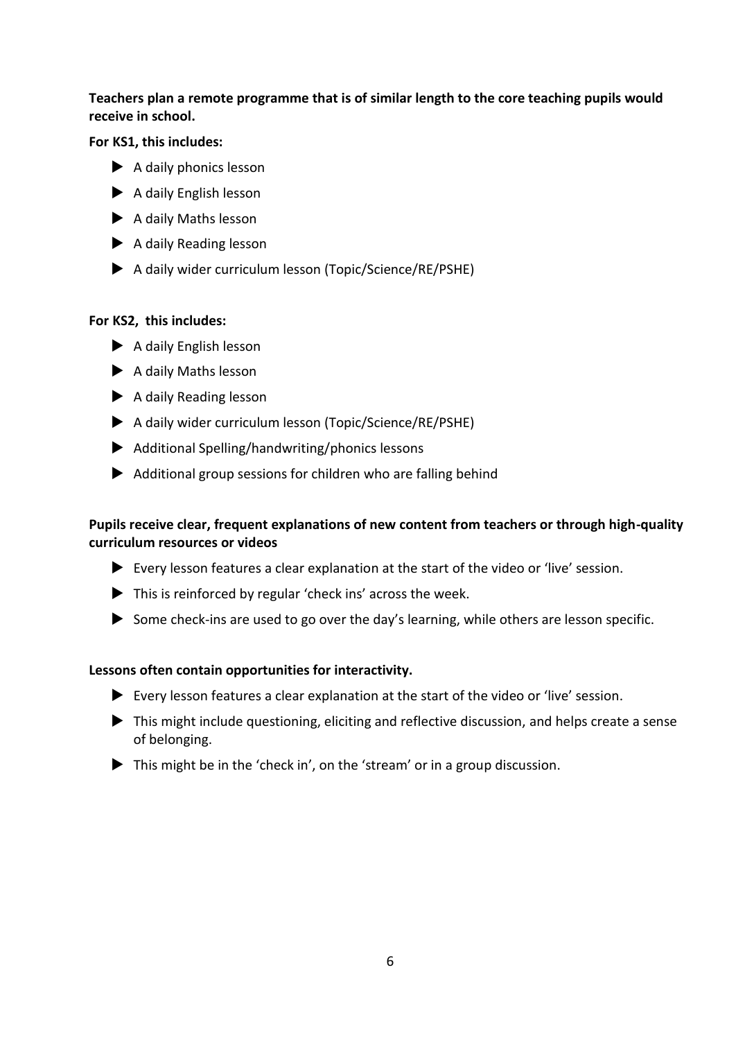**Teachers plan a remote programme that is of similar length to the core teaching pupils would receive in school.**

**For KS1, this includes:**

- A daily phonics lesson
- A daily English lesson
- A daily Maths lesson
- A daily Reading lesson
- A daily wider curriculum lesson (Topic/Science/RE/PSHE)

**For KS2, this includes:**

- A daily English lesson
- A daily Maths lesson
- A daily Reading lesson
- A daily wider curriculum lesson (Topic/Science/RE/PSHE)
- Additional Spelling/handwriting/phonics lessons
- Additional group sessions for children who are falling behind

**Pupils receive clear, frequent explanations of new content from teachers or through high-quality curriculum resources or videos**

- Every lesson features a clear explanation at the start of the video or 'live' session.
- This is reinforced by regular 'check ins' across the week.
- Some check-ins are used to go over the day's learning, while others are lesson specific.

**Lessons often contain opportunities for interactivity.**

- Every lesson features a clear explanation at the start of the video or 'live' session.
- This might include questioning, eliciting and reflective discussion, and helps create a sense of belonging.
- This might be in the 'check in', on the 'stream' or in a group discussion.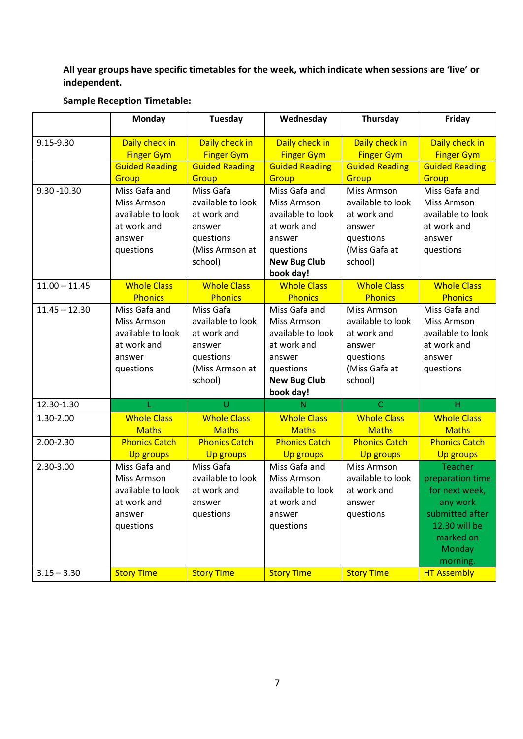**All year groups have specific timetables for the week, which indicate when sessions are 'live' or independent.**

**Sample Reception Timetable:**

| | Monday | Tuesday | Wednesday | Thursday | Friday |
|---|---|---|---|---|---|
| 9.15-9.30 | Daily check in Finger Gym | Daily check in Finger Gym | Daily check in Finger Gym | Daily check in Finger Gym | Daily check in Finger Gym |
| | Guided Reading Group | Guided Reading Group | Guided Reading Group | Guided Reading Group | Guided Reading Group |
| 9.30 -10.30 | Miss Gafa and Miss Armson available to look at work and answer questions | Miss Gafa available to look at work and answer questions (Miss Armson at school) | Miss Gafa and Miss Armson available to look at work and answer questions **New Bug Club book day!** | Miss Armson available to look at work and answer questions (Miss Gafa at school) | Miss Gafa and Miss Armson available to look at work and answer questions |
| 11.00 – 11.45 | Whole Class Phonics | Whole Class Phonics | Whole Class Phonics | Whole Class Phonics | Whole Class Phonics |
| 11.45 – 12.30 | Miss Gafa and Miss Armson available to look at work and answer questions | Miss Gafa available to look at work and answer questions (Miss Armson at school) | Miss Gafa and Miss Armson available to look at work and answer questions **New Bug Club book day!** | Miss Armson available to look at work and answer questions (Miss Gafa at school) | Miss Gafa and Miss Armson available to look at work and answer questions |
| 12.30-1.30 | L | U | N | C | H |
| 1.30-2.00 | Whole Class Maths | Whole Class Maths | Whole Class Maths | Whole Class Maths | Whole Class Maths |
| 2.00-2.30 | Phonics Catch Up groups | Phonics Catch Up groups | Phonics Catch Up groups | Phonics Catch Up groups | Phonics Catch Up groups |
| 2.30-3.00 | Miss Gafa and Miss Armson available to look at work and answer questions | Miss Gafa available to look at work and answer questions | Miss Gafa and Miss Armson available to look at work and answer questions | Miss Armson available to look at work and answer questions | Teacher preparation time for next week, any work submitted after 12.30 will be marked on Monday morning. |
| 3.15 – 3.30 | Story Time | Story Time | Story Time | Story Time | HT Assembly |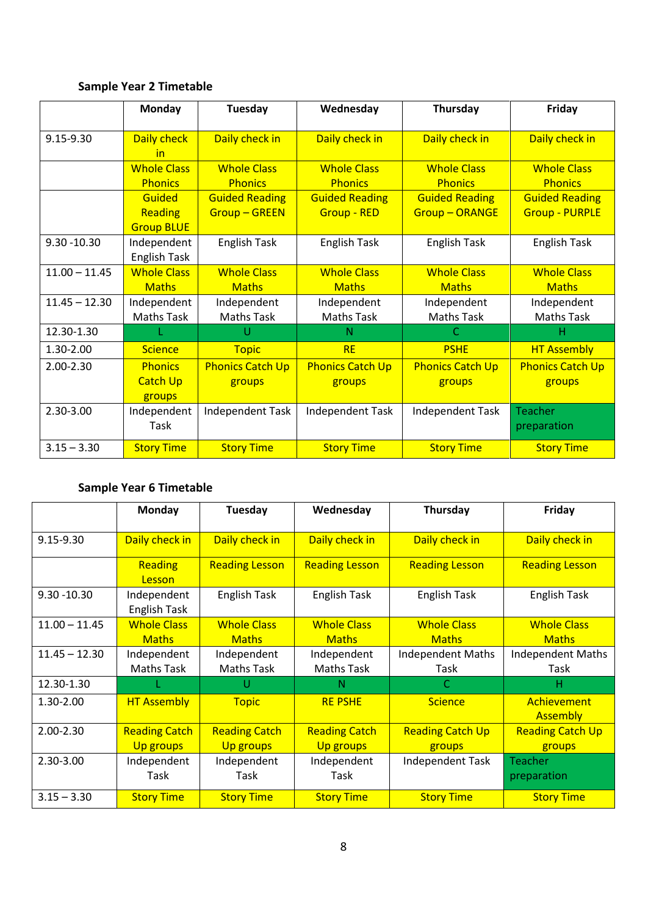**Sample Year 2 Timetable**

| | Monday | Tuesday | Wednesday | Thursday | Friday |
|---|---|---|---|---|---|
| 9.15-9.30 | Daily check in | Daily check in | Daily check in | Daily check in | Daily check in |
| | Whole Class Phonics | Whole Class Phonics | Whole Class Phonics | Whole Class Phonics | Whole Class Phonics |
| | Guided Reading Group BLUE | Guided Reading Group – GREEN | Guided Reading Group - RED | Guided Reading Group – ORANGE | Guided Reading Group - PURPLE |
| 9.30 -10.30 | Independent English Task | English Task | English Task | English Task | English Task |
| 11.00 – 11.45 | Whole Class Maths | Whole Class Maths | Whole Class Maths | Whole Class Maths | Whole Class Maths |
| 11.45 – 12.30 | Independent Maths Task | Independent Maths Task | Independent Maths Task | Independent Maths Task | Independent Maths Task |
| 12.30-1.30 | L | U | N | C | H |
| 1.30-2.00 | Science | Topic | RE | PSHE | HT Assembly |
| 2.00-2.30 | Phonics Catch Up groups | Phonics Catch Up groups | Phonics Catch Up groups | Phonics Catch Up groups | Phonics Catch Up groups |
| 2.30-3.00 | Independent Task | Independent Task | Independent Task | Independent Task | Teacher preparation |
| 3.15 – 3.30 | Story Time | Story Time | Story Time | Story Time | Story Time |

**Sample Year 6 Timetable**

| | Monday | Tuesday | Wednesday | Thursday | Friday |
|---|---|---|---|---|---|
| 9.15-9.30 | Daily check in | Daily check in | Daily check in | Daily check in | Daily check in |
| | Reading Lesson | Reading Lesson | Reading Lesson | Reading Lesson | Reading Lesson |
| 9.30 -10.30 | Independent English Task | English Task | English Task | English Task | English Task |
| 11.00 – 11.45 | Whole Class Maths | Whole Class Maths | Whole Class Maths | Whole Class Maths | Whole Class Maths |
| 11.45 – 12.30 | Independent Maths Task | Independent Maths Task | Independent Maths Task | Independent Maths Task | Independent Maths Task |
| 12.30-1.30 | L | U | N | C | H |
| 1.30-2.00 | HT Assembly | Topic | RE PSHE | Science | Achievement Assembly |
| 2.00-2.30 | Reading Catch Up groups | Reading Catch Up groups | Reading Catch Up groups | Reading Catch Up groups | Reading Catch Up groups |
| 2.30-3.00 | Independent Task | Independent Task | Independent Task | Independent Task | Teacher preparation |
| 3.15 – 3.30 | Story Time | Story Time | Story Time | Story Time | Story Time |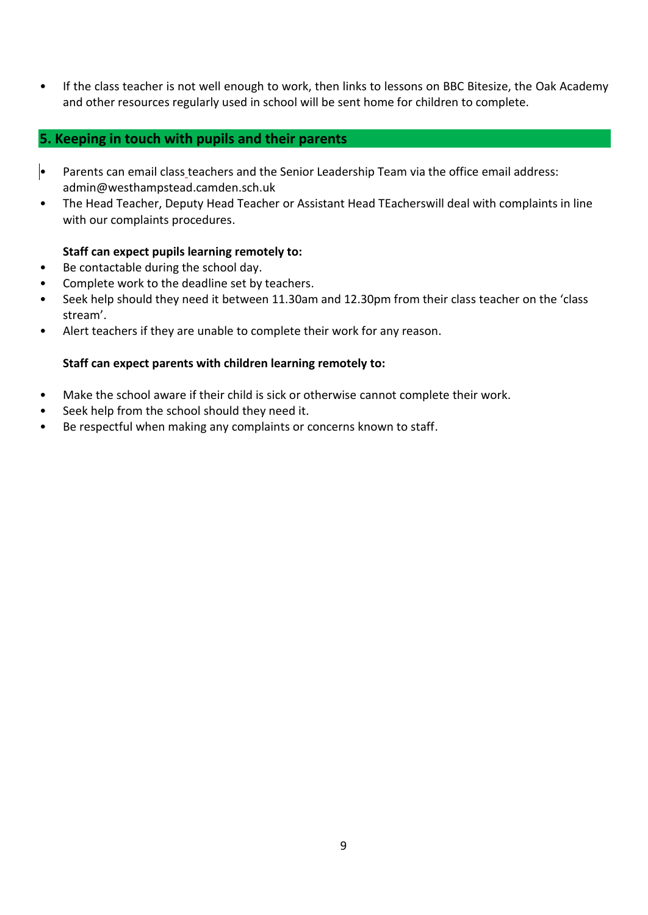- If the class teacher is not well enough to work, then links to lessons on BBC Bitesize, the Oak Academy and other resources regularly used in school will be sent home for children to complete.

## 5. Keeping in touch with pupils and their parents

- Parents can email class teachers and the Senior Leadership Team via the office email address: admin@westhampstead.camden.sch.uk
- The Head Teacher, Deputy Head Teacher or Assistant Head TEacherswill deal with complaints in line with our complaints procedures.

**Staff can expect pupils learning remotely to:**

- Be contactable during the school day.
- Complete work to the deadline set by teachers.
- Seek help should they need it between 11.30am and 12.30pm from their class teacher on the 'class stream'.
- Alert teachers if they are unable to complete their work for any reason.

**Staff can expect parents with children learning remotely to:**

- Make the school aware if their child is sick or otherwise cannot complete their work.
- Seek help from the school should they need it.
- Be respectful when making any complaints or concerns known to staff.